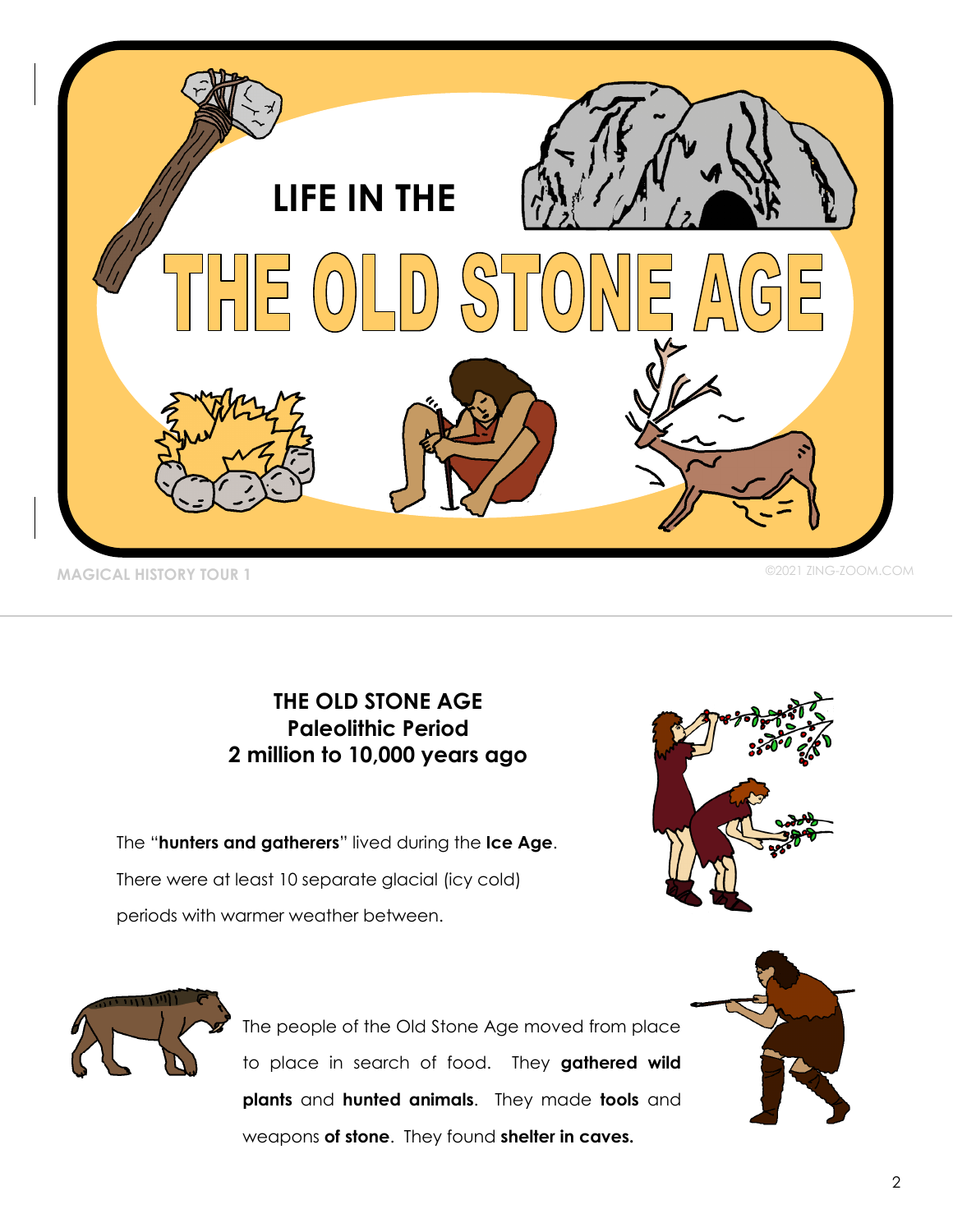# LIFE IN THE THE OLD STONE AGE

MAGICAL HISTORY TOUR 1

©2021 ZING-ZOOM.COM

---

## THE OLD STONE AGE
### Paleolithic Period
### 2 million to 10,000 years ago

The "**hunters and gatherers**" lived during the **Ice Age**. There were at least 10 separate glacial (icy cold) periods with warmer weather between.

The people of the Old Stone Age moved from place to place in search of food. They **gathered wild plants** and **hunted animals**. They made **tools** and weapons **of stone**. They found **shelter in caves.**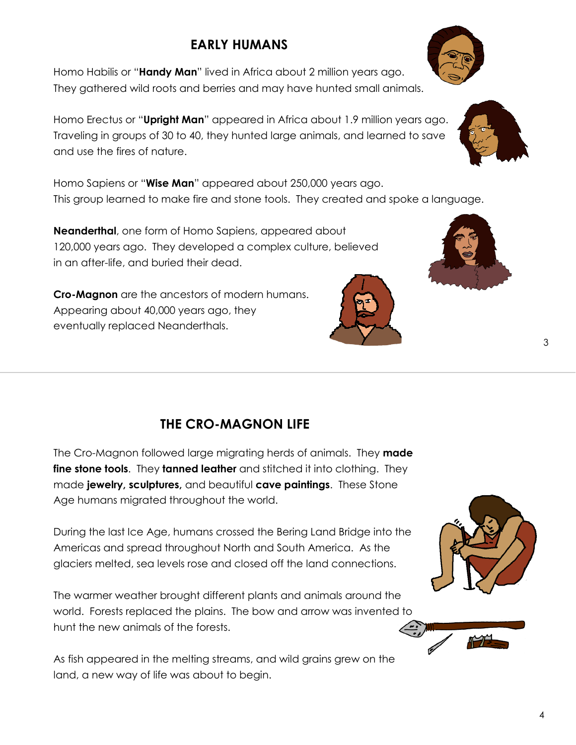## EARLY HUMANS

Homo Habilis or "**Handy Man**" lived in Africa about 2 million years ago. They gathered wild roots and berries and may have hunted small animals.

Homo Erectus or "**Upright Man**" appeared in Africa about 1.9 million years ago. Traveling in groups of 30 to 40, they hunted large animals, and learned to save and use the fires of nature.

Homo Sapiens or "**Wise Man**" appeared about 250,000 years ago. This group learned to make fire and stone tools. They created and spoke a language.

**Neanderthal**, one form of Homo Sapiens, appeared about 120,000 years ago. They developed a complex culture, believed in an after-life, and buried their dead.

**Cro-Magnon** are the ancestors of modern humans. Appearing about 40,000 years ago, they eventually replaced Neanderthals.

## THE CRO-MAGNON LIFE

The Cro-Magnon followed large migrating herds of animals. They **made fine stone tools**. They **tanned leather** and stitched it into clothing. They made **jewelry, sculptures,** and beautiful **cave paintings**. These Stone Age humans migrated throughout the world.

During the last Ice Age, humans crossed the Bering Land Bridge into the Americas and spread throughout North and South America. As the glaciers melted, sea levels rose and closed off the land connections.

The warmer weather brought different plants and animals around the world. Forests replaced the plains. The bow and arrow was invented to hunt the new animals of the forests.

As fish appeared in the melting streams, and wild grains grew on the land, a new way of life was about to begin.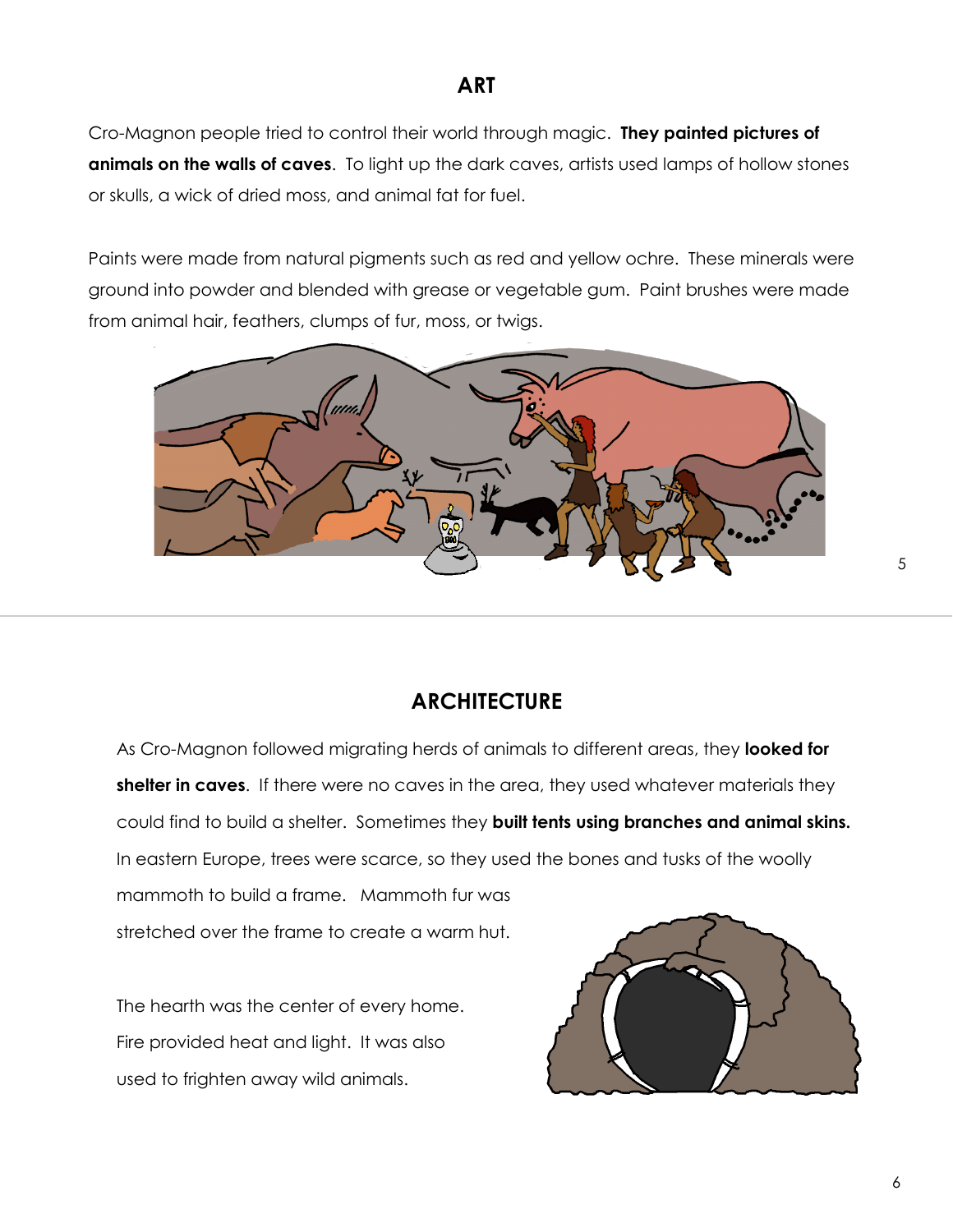## ART

Cro-Magnon people tried to control their world through magic. **They painted pictures of animals on the walls of caves**. To light up the dark caves, artists used lamps of hollow stones or skulls, a wick of dried moss, and animal fat for fuel.

Paints were made from natural pigments such as red and yellow ochre. These minerals were ground into powder and blended with grease or vegetable gum. Paint brushes were made from animal hair, feathers, clumps of fur, moss, or twigs.

## ARCHITECTURE

As Cro-Magnon followed migrating herds of animals to different areas, they **looked for shelter in caves**. If there were no caves in the area, they used whatever materials they could find to build a shelter. Sometimes they **built tents using branches and animal skins.** In eastern Europe, trees were scarce, so they used the bones and tusks of the woolly mammoth to build a frame. Mammoth fur was stretched over the frame to create a warm hut.

The hearth was the center of every home. Fire provided heat and light. It was also used to frighten away wild animals.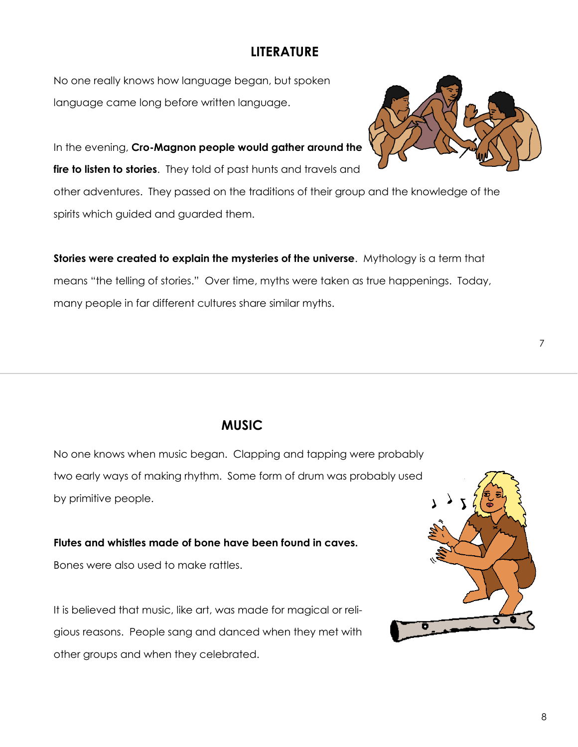## LITERATURE

No one really knows how language began, but spoken language came long before written language.

In the evening, **Cro-Magnon people would gather around the fire to listen to stories**. They told of past hunts and travels and other adventures. They passed on the traditions of their group and the knowledge of the spirits which guided and guarded them.

**Stories were created to explain the mysteries of the universe**. Mythology is a term that means "the telling of stories." Over time, myths were taken as true happenings. Today, many people in far different cultures share similar myths.

## MUSIC

No one knows when music began. Clapping and tapping were probably two early ways of making rhythm. Some form of drum was probably used by primitive people.

**Flutes and whistles made of bone have been found in caves.** Bones were also used to make rattles.

It is believed that music, like art, was made for magical or religious reasons. People sang and danced when they met with other groups and when they celebrated.